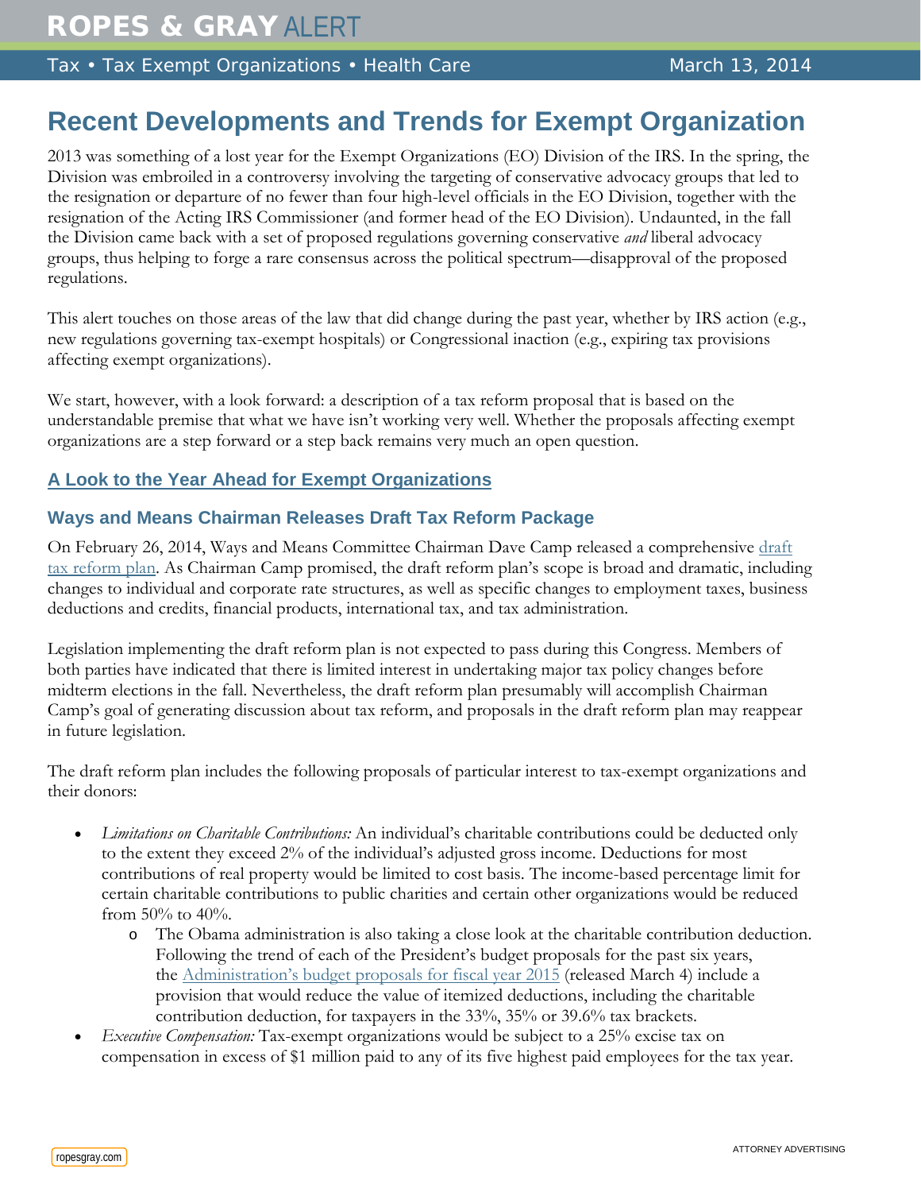# Recent Developments and Trends for Exempt Organization

2013 was something of a lost year for the Exempt Organizations (EO) Division of the IRS. In the spring, the Division was embroiled in a controversy involving the targeting of conservative advocacy groups that led to the resignation or departure of no fewer than four high-level officials in the EO Division, together with the resignation of the Acting IRS Commissioner (and former head of the EO Division). Undaunted, in the fall the Division came back with a set of proposed regulations governing conservative *and* liberal advocacy groups, thus helping to forge a rare consensus across the political spectrum—disapproval of the proposed regulations.

This alert touches on those areas of the law that did change during the past year, whether by IRS action (e.g., new regulations governing tax-exempt hospitals) or Congressional inaction (e.g., expiring tax provisions affecting exempt organizations).

We start, however, with a look forward: a description of a tax reform proposal that is based on the understandable premise that what we have isn't working very well. Whether the proposals affecting exempt organizations are a step forward or a step back remains very much an open question.

## A Look to the Year Ahead for Exempt Organizations

### Ways and Means Chairman Releases Draft Tax Reform Package

On February 26, 2014, Ways and Means Committee Chairman Dave Camp released a comprehensive draft tax reform plan. As Chairman Camp promised, the draft reform plan's scope is broad and dramatic, including changes to individual and corporate rate structures, as well as specific changes to employment taxes, business deductions and credits, financial products, international tax, and tax administration.

Legislation implementing the draft reform plan is not expected to pass during this Congress. Members of both parties have indicated that there is limited interest in undertaking major tax policy changes before midterm elections in the fall. Nevertheless, the draft reform plan presumably will accomplish Chairman Camp's goal of generating discussion about tax reform, and proposals in the draft reform plan may reappear in future legislation.

The draft reform plan includes the following proposals of particular interest to tax-exempt organizations and their donors:

- *Limitations on Charitable Contributions:* An individual's charitable contributions could be deducted only to the extent they exceed 2% of the individual's adjusted gross income. Deductions for most contributions of real property would be limited to cost basis. The income-based percentage limit for certain charitable contributions to public charities and certain other organizations would be reduced from 50% to 40%.
  - The Obama administration is also taking a close look at the charitable contribution deduction. Following the trend of each of the President's budget proposals for the past six years, the Administration's budget proposals for fiscal year 2015 (released March 4) include a provision that would reduce the value of itemized deductions, including the charitable contribution deduction, for taxpayers in the 33%, 35% or 39.6% tax brackets.
- *Executive Compensation:* Tax-exempt organizations would be subject to a 25% excise tax on compensation in excess of $1 million paid to any of its five highest paid employees for the tax year.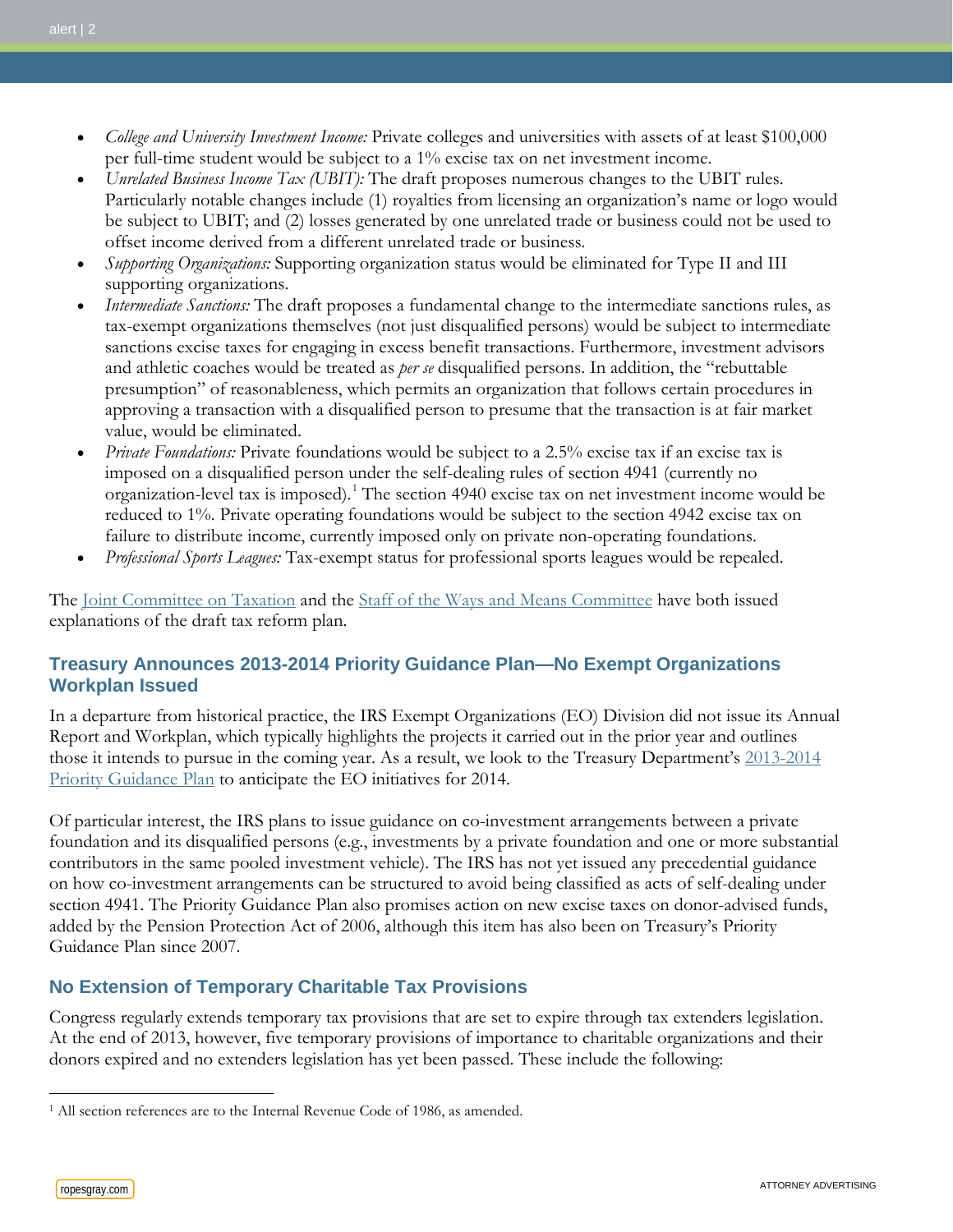- *College and University Investment Income:* Private colleges and universities with assets of at least $100,000 per full-time student would be subject to a 1% excise tax on net investment income.
- *Unrelated Business Income Tax (UBIT):* The draft proposes numerous changes to the UBIT rules. Particularly notable changes include (1) royalties from licensing an organization's name or logo would be subject to UBIT; and (2) losses generated by one unrelated trade or business could not be used to offset income derived from a different unrelated trade or business.
- *Supporting Organizations:* Supporting organization status would be eliminated for Type II and III supporting organizations.
- *Intermediate Sanctions:* The draft proposes a fundamental change to the intermediate sanctions rules, as tax-exempt organizations themselves (not just disqualified persons) would be subject to intermediate sanctions excise taxes for engaging in excess benefit transactions. Furthermore, investment advisors and athletic coaches would be treated as *per se* disqualified persons. In addition, the "rebuttable presumption" of reasonableness, which permits an organization that follows certain procedures in approving a transaction with a disqualified person to presume that the transaction is at fair market value, would be eliminated.
- *Private Foundations:* Private foundations would be subject to a 2.5% excise tax if an excise tax is imposed on a disqualified person under the self-dealing rules of section 4941 (currently no organization-level tax is imposed).[1] The section 4940 excise tax on net investment income would be reduced to 1%. Private operating foundations would be subject to the section 4942 excise tax on failure to distribute income, currently imposed only on private non-operating foundations.
- *Professional Sports Leagues:* Tax-exempt status for professional sports leagues would be repealed.

The Joint Committee on Taxation and the Staff of the Ways and Means Committee have both issued explanations of the draft tax reform plan.

## Treasury Announces 2013-2014 Priority Guidance Plan—No Exempt Organizations Workplan Issued

In a departure from historical practice, the IRS Exempt Organizations (EO) Division did not issue its Annual Report and Workplan, which typically highlights the projects it carried out in the prior year and outlines those it intends to pursue in the coming year. As a result, we look to the Treasury Department's 2013-2014 Priority Guidance Plan to anticipate the EO initiatives for 2014.

Of particular interest, the IRS plans to issue guidance on co-investment arrangements between a private foundation and its disqualified persons (e.g., investments by a private foundation and one or more substantial contributors in the same pooled investment vehicle). The IRS has not yet issued any precedential guidance on how co-investment arrangements can be structured to avoid being classified as acts of self-dealing under section 4941. The Priority Guidance Plan also promises action on new excise taxes on donor-advised funds, added by the Pension Protection Act of 2006, although this item has also been on Treasury's Priority Guidance Plan since 2007.

## No Extension of Temporary Charitable Tax Provisions

Congress regularly extends temporary tax provisions that are set to expire through tax extenders legislation. At the end of 2013, however, five temporary provisions of importance to charitable organizations and their donors expired and no extenders legislation has yet been passed. These include the following:

[1] All section references are to the Internal Revenue Code of 1986, as amended.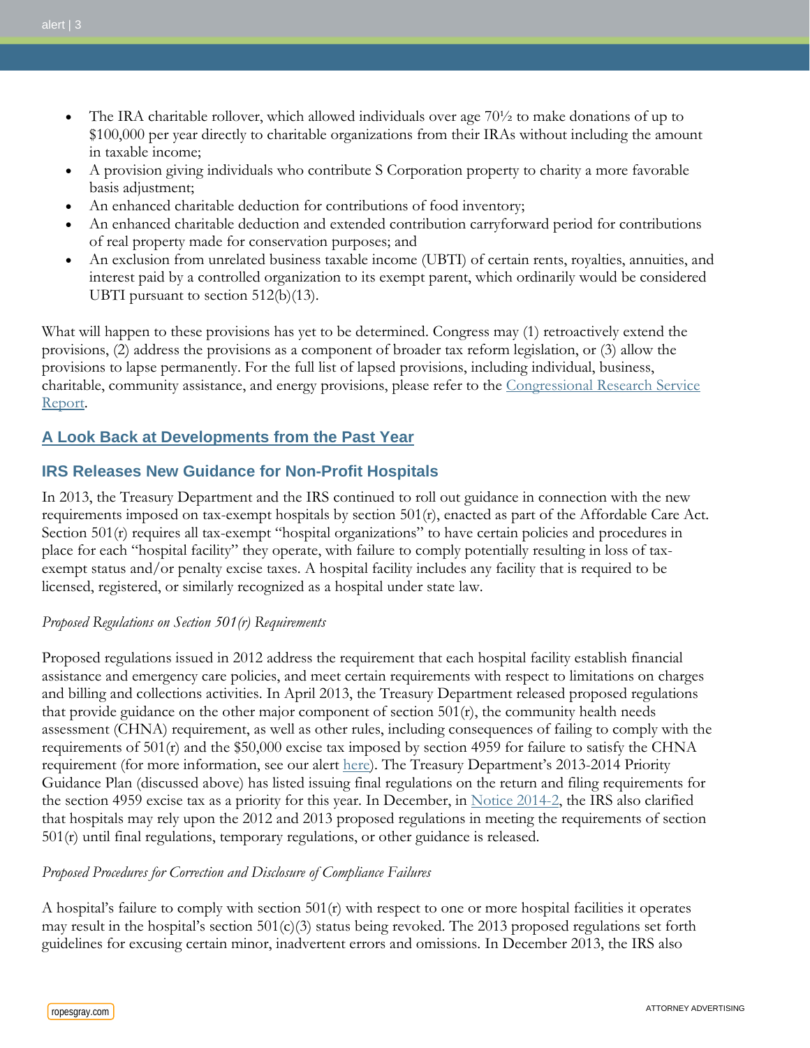- The IRA charitable rollover, which allowed individuals over age 70½ to make donations of up to $100,000 per year directly to charitable organizations from their IRAs without including the amount in taxable income;
- A provision giving individuals who contribute S Corporation property to charity a more favorable basis adjustment;
- An enhanced charitable deduction for contributions of food inventory;
- An enhanced charitable deduction and extended contribution carryforward period for contributions of real property made for conservation purposes; and
- An exclusion from unrelated business taxable income (UBTI) of certain rents, royalties, annuities, and interest paid by a controlled organization to its exempt parent, which ordinarily would be considered UBTI pursuant to section 512(b)(13).

What will happen to these provisions has yet to be determined. Congress may (1) retroactively extend the provisions, (2) address the provisions as a component of broader tax reform legislation, or (3) allow the provisions to lapse permanently. For the full list of lapsed provisions, including individual, business, charitable, community assistance, and energy provisions, please refer to the Congressional Research Service Report.

## A Look Back at Developments from the Past Year

### IRS Releases New Guidance for Non-Profit Hospitals

In 2013, the Treasury Department and the IRS continued to roll out guidance in connection with the new requirements imposed on tax-exempt hospitals by section 501(r), enacted as part of the Affordable Care Act. Section 501(r) requires all tax-exempt "hospital organizations" to have certain policies and procedures in place for each "hospital facility" they operate, with failure to comply potentially resulting in loss of tax-exempt status and/or penalty excise taxes. A hospital facility includes any facility that is required to be licensed, registered, or similarly recognized as a hospital under state law.

*Proposed Regulations on Section 501(r) Requirements*

Proposed regulations issued in 2012 address the requirement that each hospital facility establish financial assistance and emergency care policies, and meet certain requirements with respect to limitations on charges and billing and collections activities. In April 2013, the Treasury Department released proposed regulations that provide guidance on the other major component of section 501(r), the community health needs assessment (CHNA) requirement, as well as other rules, including consequences of failing to comply with the requirements of 501(r) and the $50,000 excise tax imposed by section 4959 for failure to satisfy the CHNA requirement (for more information, see our alert here). The Treasury Department's 2013-2014 Priority Guidance Plan (discussed above) has listed issuing final regulations on the return and filing requirements for the section 4959 excise tax as a priority for this year. In December, in Notice 2014-2, the IRS also clarified that hospitals may rely upon the 2012 and 2013 proposed regulations in meeting the requirements of section 501(r) until final regulations, temporary regulations, or other guidance is released.

*Proposed Procedures for Correction and Disclosure of Compliance Failures*

A hospital's failure to comply with section 501(r) with respect to one or more hospital facilities it operates may result in the hospital's section 501(c)(3) status being revoked. The 2013 proposed regulations set forth guidelines for excusing certain minor, inadvertent errors and omissions. In December 2013, the IRS also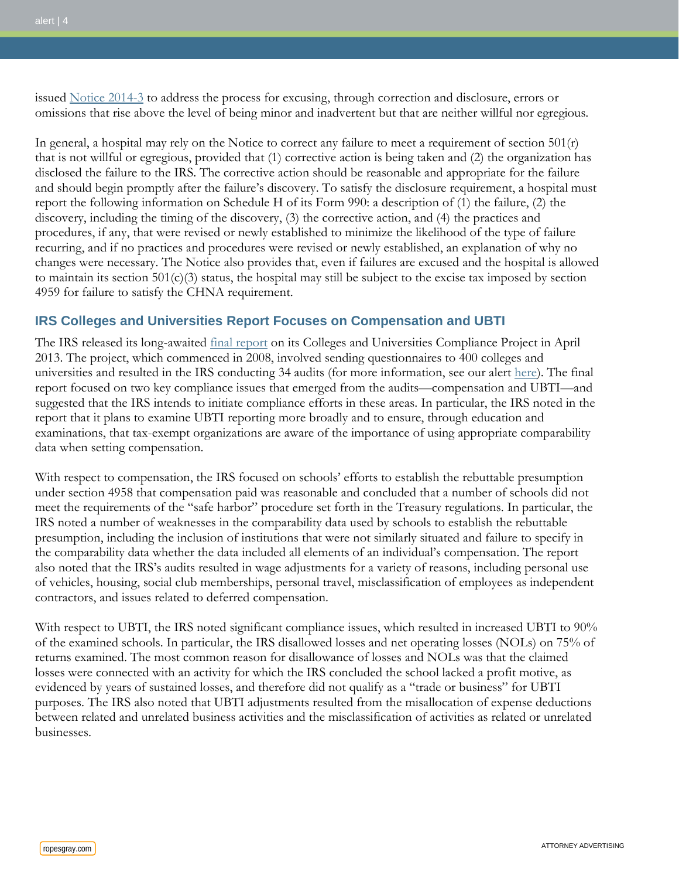issued [Notice 2014-3] to address the process for excusing, through correction and disclosure, errors or omissions that rise above the level of being minor and inadvertent but that are neither willful nor egregious.

In general, a hospital may rely on the Notice to correct any failure to meet a requirement of section 501(r) that is not willful or egregious, provided that (1) corrective action is being taken and (2) the organization has disclosed the failure to the IRS. The corrective action should be reasonable and appropriate for the failure and should begin promptly after the failure's discovery. To satisfy the disclosure requirement, a hospital must report the following information on Schedule H of its Form 990: a description of (1) the failure, (2) the discovery, including the timing of the discovery, (3) the corrective action, and (4) the practices and procedures, if any, that were revised or newly established to minimize the likelihood of the type of failure recurring, and if no practices and procedures were revised or newly established, an explanation of why no changes were necessary. The Notice also provides that, even if failures are excused and the hospital is allowed to maintain its section 501(c)(3) status, the hospital may still be subject to the excise tax imposed by section 4959 for failure to satisfy the CHNA requirement.

## IRS Colleges and Universities Report Focuses on Compensation and UBTI

The IRS released its long-awaited final report on its Colleges and Universities Compliance Project in April 2013. The project, which commenced in 2008, involved sending questionnaires to 400 colleges and universities and resulted in the IRS conducting 34 audits (for more information, see our alert here). The final report focused on two key compliance issues that emerged from the audits—compensation and UBTI—and suggested that the IRS intends to initiate compliance efforts in these areas. In particular, the IRS noted in the report that it plans to examine UBTI reporting more broadly and to ensure, through education and examinations, that tax-exempt organizations are aware of the importance of using appropriate comparability data when setting compensation.

With respect to compensation, the IRS focused on schools' efforts to establish the rebuttable presumption under section 4958 that compensation paid was reasonable and concluded that a number of schools did not meet the requirements of the "safe harbor" procedure set forth in the Treasury regulations. In particular, the IRS noted a number of weaknesses in the comparability data used by schools to establish the rebuttable presumption, including the inclusion of institutions that were not similarly situated and failure to specify in the comparability data whether the data included all elements of an individual's compensation. The report also noted that the IRS's audits resulted in wage adjustments for a variety of reasons, including personal use of vehicles, housing, social club memberships, personal travel, misclassification of employees as independent contractors, and issues related to deferred compensation.

With respect to UBTI, the IRS noted significant compliance issues, which resulted in increased UBTI to 90% of the examined schools. In particular, the IRS disallowed losses and net operating losses (NOLs) on 75% of returns examined. The most common reason for disallowance of losses and NOLs was that the claimed losses were connected with an activity for which the IRS concluded the school lacked a profit motive, as evidenced by years of sustained losses, and therefore did not qualify as a "trade or business" for UBTI purposes. The IRS also noted that UBTI adjustments resulted from the misallocation of expense deductions between related and unrelated business activities and the misclassification of activities as related or unrelated businesses.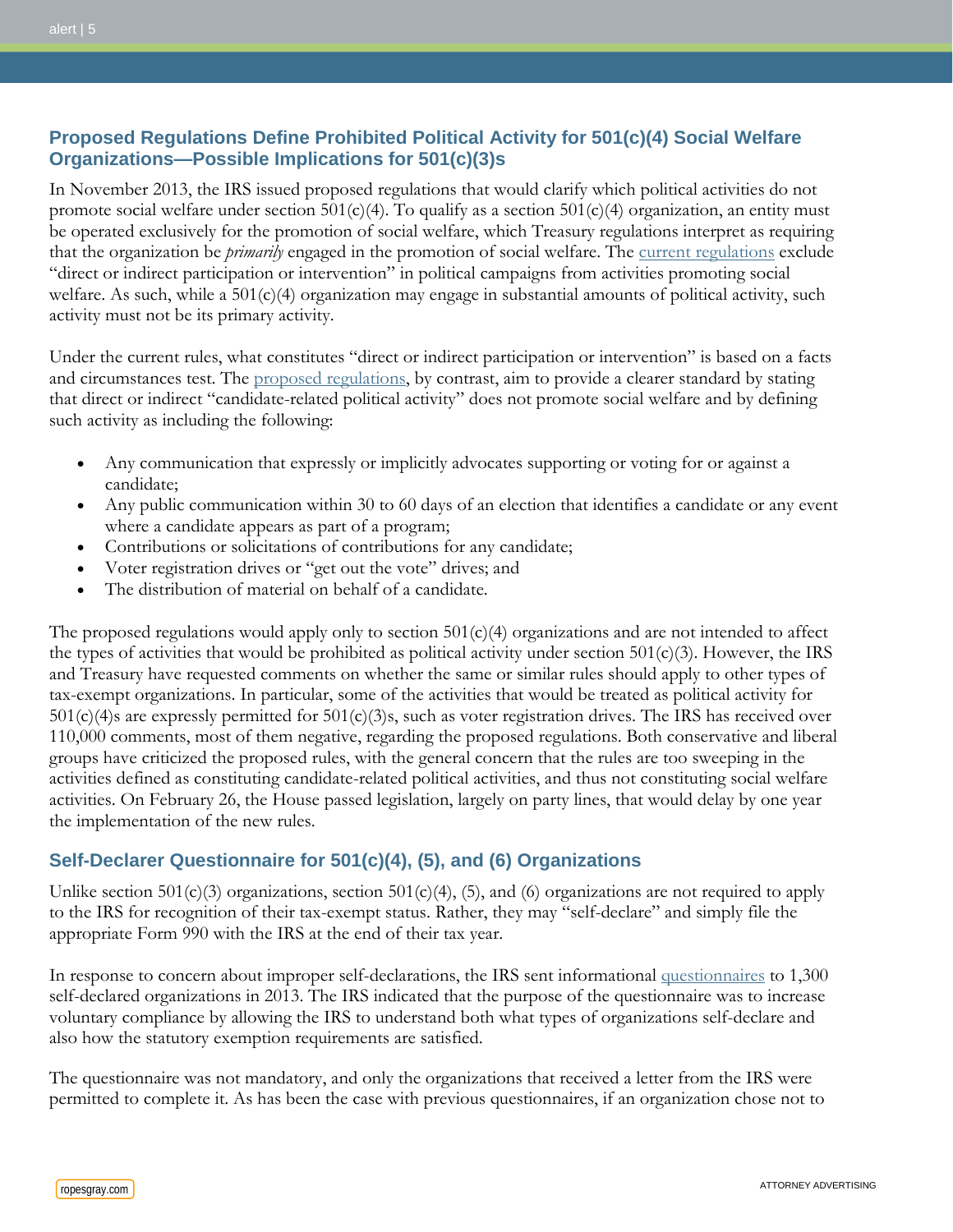## Proposed Regulations Define Prohibited Political Activity for 501(c)(4) Social Welfare Organizations—Possible Implications for 501(c)(3)s

In November 2013, the IRS issued proposed regulations that would clarify which political activities do not promote social welfare under section 501(c)(4). To qualify as a section 501(c)(4) organization, an entity must be operated exclusively for the promotion of social welfare, which Treasury regulations interpret as requiring that the organization be *primarily* engaged in the promotion of social welfare. The current regulations exclude "direct or indirect participation or intervention" in political campaigns from activities promoting social welfare. As such, while a 501(c)(4) organization may engage in substantial amounts of political activity, such activity must not be its primary activity.

Under the current rules, what constitutes "direct or indirect participation or intervention" is based on a facts and circumstances test. The proposed regulations, by contrast, aim to provide a clearer standard by stating that direct or indirect "candidate-related political activity" does not promote social welfare and by defining such activity as including the following:

- Any communication that expressly or implicitly advocates supporting or voting for or against a candidate;
- Any public communication within 30 to 60 days of an election that identifies a candidate or any event where a candidate appears as part of a program;
- Contributions or solicitations of contributions for any candidate;
- Voter registration drives or "get out the vote" drives; and
- The distribution of material on behalf of a candidate.

The proposed regulations would apply only to section 501(c)(4) organizations and are not intended to affect the types of activities that would be prohibited as political activity under section 501(c)(3). However, the IRS and Treasury have requested comments on whether the same or similar rules should apply to other types of tax-exempt organizations. In particular, some of the activities that would be treated as political activity for 501(c)(4)s are expressly permitted for 501(c)(3)s, such as voter registration drives. The IRS has received over 110,000 comments, most of them negative, regarding the proposed regulations. Both conservative and liberal groups have criticized the proposed rules, with the general concern that the rules are too sweeping in the activities defined as constituting candidate-related political activities, and thus not constituting social welfare activities. On February 26, the House passed legislation, largely on party lines, that would delay by one year the implementation of the new rules.

## Self-Declarer Questionnaire for 501(c)(4), (5), and (6) Organizations

Unlike section 501(c)(3) organizations, section 501(c)(4), (5), and (6) organizations are not required to apply to the IRS for recognition of their tax-exempt status. Rather, they may "self-declare" and simply file the appropriate Form 990 with the IRS at the end of their tax year.

In response to concern about improper self-declarations, the IRS sent informational questionnaires to 1,300 self-declared organizations in 2013. The IRS indicated that the purpose of the questionnaire was to increase voluntary compliance by allowing the IRS to understand both what types of organizations self-declare and also how the statutory exemption requirements are satisfied.

The questionnaire was not mandatory, and only the organizations that received a letter from the IRS were permitted to complete it. As has been the case with previous questionnaires, if an organization chose not to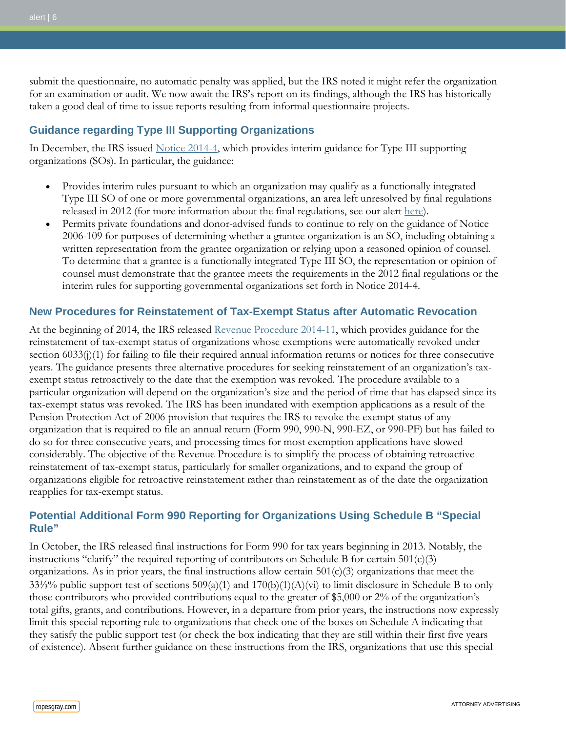submit the questionnaire, no automatic penalty was applied, but the IRS noted it might refer the organization for an examination or audit. We now await the IRS's report on its findings, although the IRS has historically taken a good deal of time to issue reports resulting from informal questionnaire projects.

## Guidance regarding Type III Supporting Organizations

In December, the IRS issued Notice 2014-4, which provides interim guidance for Type III supporting organizations (SOs). In particular, the guidance:

- Provides interim rules pursuant to which an organization may qualify as a functionally integrated Type III SO of one or more governmental organizations, an area left unresolved by final regulations released in 2012 (for more information about the final regulations, see our alert here).
- Permits private foundations and donor-advised funds to continue to rely on the guidance of Notice 2006-109 for purposes of determining whether a grantee organization is an SO, including obtaining a written representation from the grantee organization or relying upon a reasoned opinion of counsel. To determine that a grantee is a functionally integrated Type III SO, the representation or opinion of counsel must demonstrate that the grantee meets the requirements in the 2012 final regulations or the interim rules for supporting governmental organizations set forth in Notice 2014-4.

## New Procedures for Reinstatement of Tax-Exempt Status after Automatic Revocation

At the beginning of 2014, the IRS released Revenue Procedure 2014-11, which provides guidance for the reinstatement of tax-exempt status of organizations whose exemptions were automatically revoked under section 6033(j)(1) for failing to file their required annual information returns or notices for three consecutive years. The guidance presents three alternative procedures for seeking reinstatement of an organization's tax-exempt status retroactively to the date that the exemption was revoked. The procedure available to a particular organization will depend on the organization's size and the period of time that has elapsed since its tax-exempt status was revoked. The IRS has been inundated with exemption applications as a result of the Pension Protection Act of 2006 provision that requires the IRS to revoke the exempt status of any organization that is required to file an annual return (Form 990, 990-N, 990-EZ, or 990-PF) but has failed to do so for three consecutive years, and processing times for most exemption applications have slowed considerably. The objective of the Revenue Procedure is to simplify the process of obtaining retroactive reinstatement of tax-exempt status, particularly for smaller organizations, and to expand the group of organizations eligible for retroactive reinstatement rather than reinstatement as of the date the organization reapplies for tax-exempt status.

## Potential Additional Form 990 Reporting for Organizations Using Schedule B "Special Rule"

In October, the IRS released final instructions for Form 990 for tax years beginning in 2013. Notably, the instructions "clarify" the required reporting of contributors on Schedule B for certain 501(c)(3) organizations. As in prior years, the final instructions allow certain 501(c)(3) organizations that meet the 33⅓% public support test of sections 509(a)(1) and 170(b)(1)(A)(vi) to limit disclosure in Schedule B to only those contributors who provided contributions equal to the greater of $5,000 or 2% of the organization's total gifts, grants, and contributions. However, in a departure from prior years, the instructions now expressly limit this special reporting rule to organizations that check one of the boxes on Schedule A indicating that they satisfy the public support test (or check the box indicating that they are still within their first five years of existence). Absent further guidance on these instructions from the IRS, organizations that use this special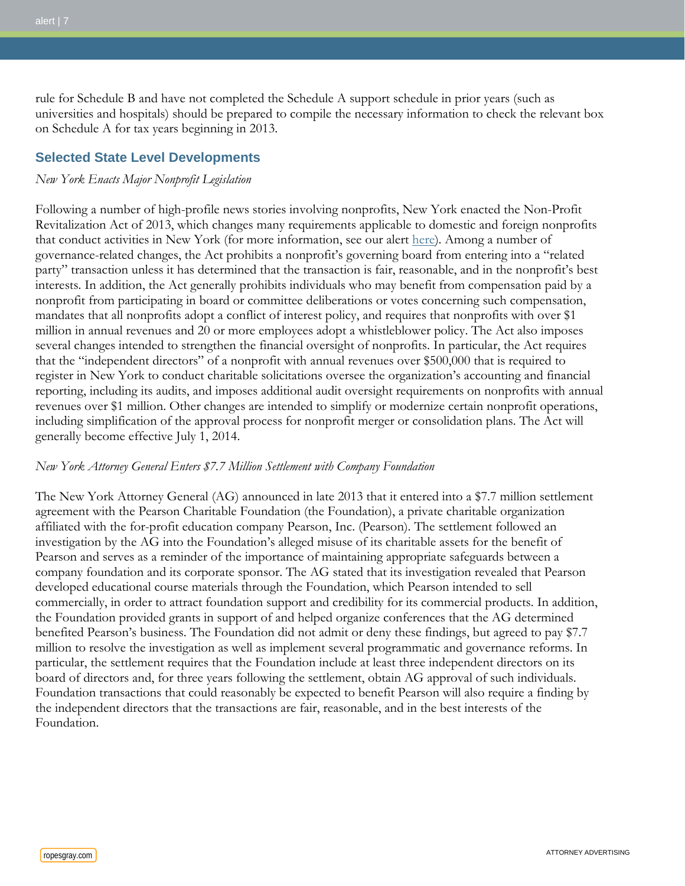rule for Schedule B and have not completed the Schedule A support schedule in prior years (such as universities and hospitals) should be prepared to compile the necessary information to check the relevant box on Schedule A for tax years beginning in 2013.

## Selected State Level Developments

*New York Enacts Major Nonprofit Legislation*

Following a number of high-profile news stories involving nonprofits, New York enacted the Non-Profit Revitalization Act of 2013, which changes many requirements applicable to domestic and foreign nonprofits that conduct activities in New York (for more information, see our alert here). Among a number of governance-related changes, the Act prohibits a nonprofit's governing board from entering into a "related party" transaction unless it has determined that the transaction is fair, reasonable, and in the nonprofit's best interests. In addition, the Act generally prohibits individuals who may benefit from compensation paid by a nonprofit from participating in board or committee deliberations or votes concerning such compensation, mandates that all nonprofits adopt a conflict of interest policy, and requires that nonprofits with over $1 million in annual revenues and 20 or more employees adopt a whistleblower policy. The Act also imposes several changes intended to strengthen the financial oversight of nonprofits. In particular, the Act requires that the "independent directors" of a nonprofit with annual revenues over $500,000 that is required to register in New York to conduct charitable solicitations oversee the organization's accounting and financial reporting, including its audits, and imposes additional audit oversight requirements on nonprofits with annual revenues over $1 million. Other changes are intended to simplify or modernize certain nonprofit operations, including simplification of the approval process for nonprofit merger or consolidation plans. The Act will generally become effective July 1, 2014.

*New York Attorney General Enters $7.7 Million Settlement with Company Foundation*

The New York Attorney General (AG) announced in late 2013 that it entered into a $7.7 million settlement agreement with the Pearson Charitable Foundation (the Foundation), a private charitable organization affiliated with the for-profit education company Pearson, Inc. (Pearson). The settlement followed an investigation by the AG into the Foundation's alleged misuse of its charitable assets for the benefit of Pearson and serves as a reminder of the importance of maintaining appropriate safeguards between a company foundation and its corporate sponsor. The AG stated that its investigation revealed that Pearson developed educational course materials through the Foundation, which Pearson intended to sell commercially, in order to attract foundation support and credibility for its commercial products. In addition, the Foundation provided grants in support of and helped organize conferences that the AG determined benefited Pearson's business. The Foundation did not admit or deny these findings, but agreed to pay $7.7 million to resolve the investigation as well as implement several programmatic and governance reforms. In particular, the settlement requires that the Foundation include at least three independent directors on its board of directors and, for three years following the settlement, obtain AG approval of such individuals. Foundation transactions that could reasonably be expected to benefit Pearson will also require a finding by the independent directors that the transactions are fair, reasonable, and in the best interests of the Foundation.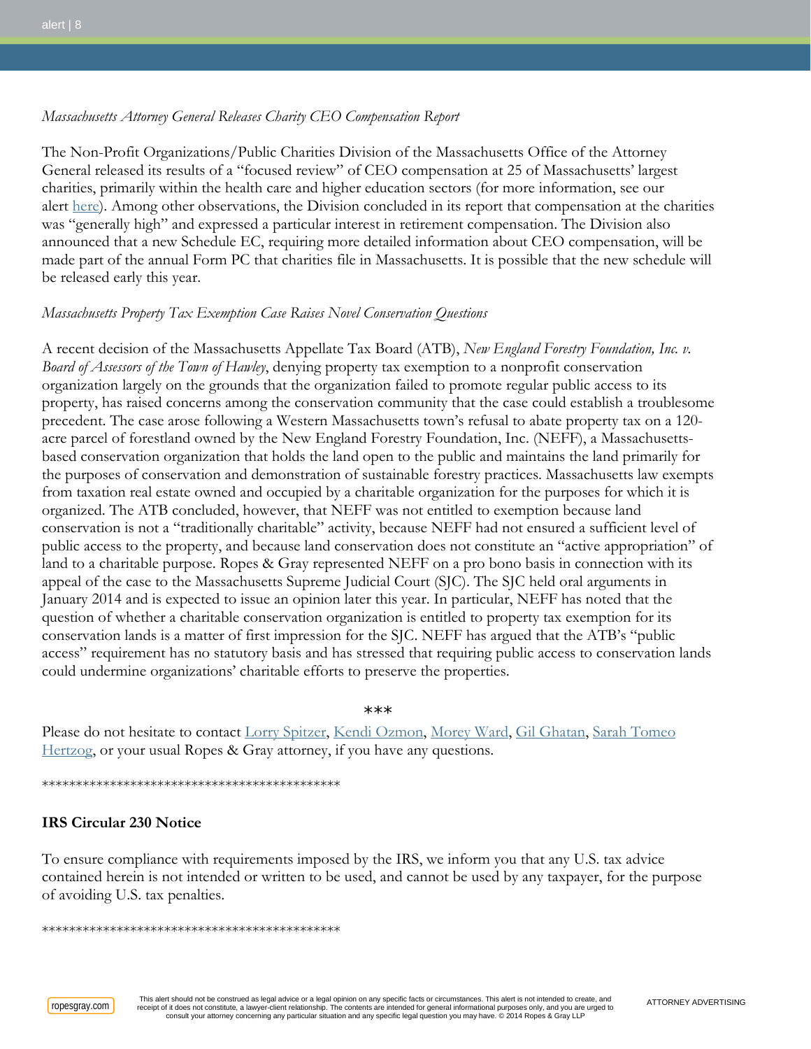*Massachusetts Attorney General Releases Charity CEO Compensation Report*

The Non-Profit Organizations/Public Charities Division of the Massachusetts Office of the Attorney General released its results of a "focused review" of CEO compensation at 25 of Massachusetts' largest charities, primarily within the health care and higher education sectors (for more information, see our alert here). Among other observations, the Division concluded in its report that compensation at the charities was "generally high" and expressed a particular interest in retirement compensation. The Division also announced that a new Schedule EC, requiring more detailed information about CEO compensation, will be made part of the annual Form PC that charities file in Massachusetts. It is possible that the new schedule will be released early this year.

*Massachusetts Property Tax Exemption Case Raises Novel Conservation Questions*

A recent decision of the Massachusetts Appellate Tax Board (ATB), *New England Forestry Foundation, Inc. v. Board of Assessors of the Town of Hawley*, denying property tax exemption to a nonprofit conservation organization largely on the grounds that the organization failed to promote regular public access to its property, has raised concerns among the conservation community that the case could establish a troublesome precedent. The case arose following a Western Massachusetts town's refusal to abate property tax on a 120-acre parcel of forestland owned by the New England Forestry Foundation, Inc. (NEFF), a Massachusetts-based conservation organization that holds the land open to the public and maintains the land primarily for the purposes of conservation and demonstration of sustainable forestry practices. Massachusetts law exempts from taxation real estate owned and occupied by a charitable organization for the purposes for which it is organized. The ATB concluded, however, that NEFF was not entitled to exemption because land conservation is not a "traditionally charitable" activity, because NEFF had not ensured a sufficient level of public access to the property, and because land conservation does not constitute an "active appropriation" of land to a charitable purpose. Ropes & Gray represented NEFF on a pro bono basis in connection with its appeal of the case to the Massachusetts Supreme Judicial Court (SJC). The SJC held oral arguments in January 2014 and is expected to issue an opinion later this year. In particular, NEFF has noted that the question of whether a charitable conservation organization is entitled to property tax exemption for its conservation lands is a matter of first impression for the SJC. NEFF has argued that the ATB's "public access" requirement has no statutory basis and has stressed that requiring public access to conservation lands could undermine organizations' charitable efforts to preserve the properties.

***

Please do not hesitate to contact Lorry Spitzer, Kendi Ozmon, Morey Ward, Gil Ghatan, Sarah Tomeo Hertzog, or your usual Ropes & Gray attorney, if you have any questions.

********************************************

**IRS Circular 230 Notice**

To ensure compliance with requirements imposed by the IRS, we inform you that any U.S. tax advice contained herein is not intended or written to be used, and cannot be used by any taxpayer, for the purpose of avoiding U.S. tax penalties.

********************************************

This alert should not be construed as legal advice or a legal opinion on any specific facts or circumstances. This alert is not intended to create, and receipt of it does not constitute, a lawyer-client relationship. The contents are intended for general informational purposes only, and you are urged to consult your attorney concerning any particular situation and any specific legal question you may have. © 2014 Ropes & Gray LLP

ATTORNEY ADVERTISING